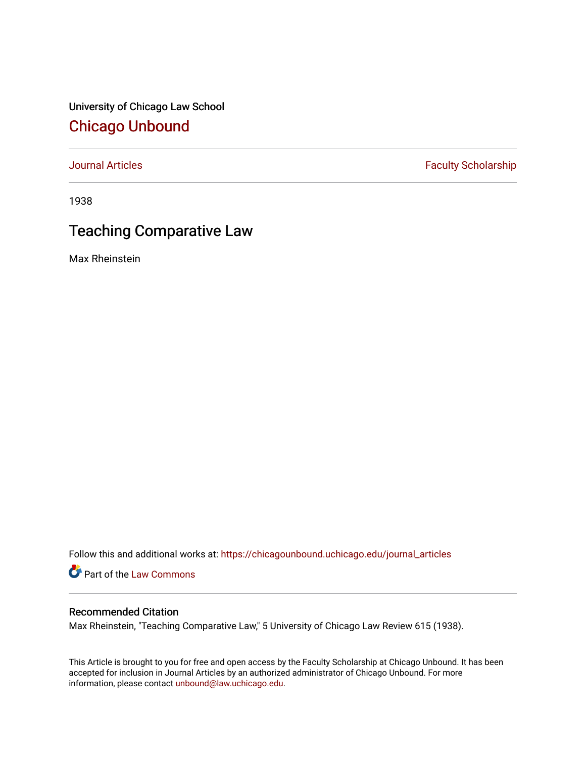University of Chicago Law School

# Chicago Unbound

Journal Articles | Faculty Scholarship

1938

## Teaching Comparative Law

Max Rheinstein

Follow this and additional works at: https://chicagounbound.uchicago.edu/journal_articles

Part of the Law Commons

### Recommended Citation

Max Rheinstein, "Teaching Comparative Law," 5 University of Chicago Law Review 615 (1938).

This Article is brought to you for free and open access by the Faculty Scholarship at Chicago Unbound. It has been accepted for inclusion in Journal Articles by an authorized administrator of Chicago Unbound. For more information, please contact unbound@law.uchicago.edu.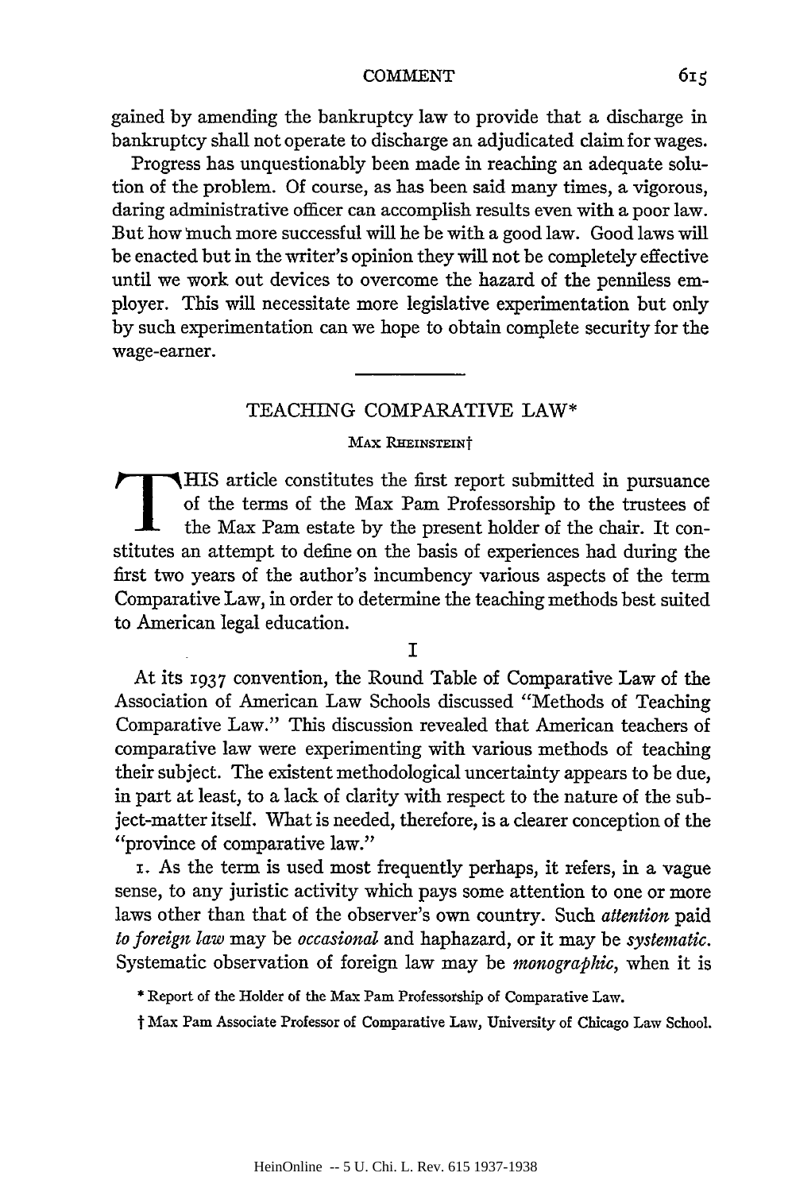gained by amending the bankruptcy law to provide that a discharge in bankruptcy shall not operate to discharge an adjudicated claim for wages.

Progress has unquestionably been made in reaching an adequate solution of the problem. Of course, as has been said many times, a vigorous, daring administrative officer can accomplish results even with a poor law. But how much more successful will he be with a good law. Good laws will be enacted but in the writer's opinion they will not be completely effective until we work out devices to overcome the hazard of the penniless employer. This will necessitate more legislative experimentation but only by such experimentation can we hope to obtain complete security for the wage-earner.

---

## TEACHING COMPARATIVE LAW*

MAX RHEINSTEIN†

THIS article constitutes the first report submitted in pursuance of the terms of the Max Pam Professorship to the trustees of the Max Pam estate by the present holder of the chair. It constitutes an attempt to define on the basis of experiences had during the first two years of the author's incumbency various aspects of the term Comparative Law, in order to determine the teaching methods best suited to American legal education.

### I

At its 1937 convention, the Round Table of Comparative Law of the Association of American Law Schools discussed "Methods of Teaching Comparative Law." This discussion revealed that American teachers of comparative law were experimenting with various methods of teaching their subject. The existent methodological uncertainty appears to be due, in part at least, to a lack of clarity with respect to the nature of the subject-matter itself. What is needed, therefore, is a clearer conception of the "province of comparative law."

1. As the term is used most frequently perhaps, it refers, in a vague sense, to any juristic activity which pays some attention to one or more laws other than that of the observer's own country. Such *attention* paid *to foreign law* may be *occasional* and haphazard, or it may be *systematic*. Systematic observation of foreign law may be *monographic*, when it is

\* Report of the Holder of the Max Pam Professorship of Comparative Law.

† Max Pam Associate Professor of Comparative Law, University of Chicago Law School.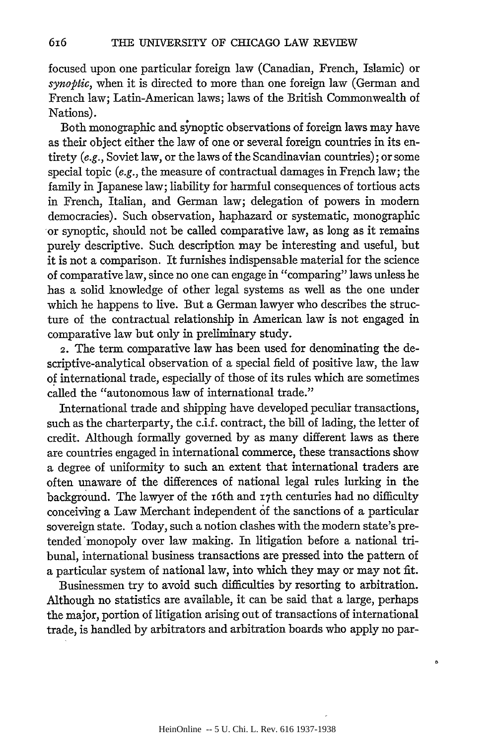focused upon one particular foreign law (Canadian, French, Islamic) or *synoptic*, when it is directed to more than one foreign law (German and French law; Latin-American laws; laws of the British Commonwealth of Nations).

Both monographic and synoptic observations of foreign laws may have as their object either the law of one or several foreign countries in its entirety (*e.g.*, Soviet law, or the laws of the Scandinavian countries); or some special topic (*e.g.*, the measure of contractual damages in French law; the family in Japanese law; liability for harmful consequences of tortious acts in French, Italian, and German law; delegation of powers in modern democracies). Such observation, haphazard or systematic, monographic or synoptic, should not be called comparative law, as long as it remains purely descriptive. Such description may be interesting and useful, but it is not a comparison. It furnishes indispensable material for the science of comparative law, since no one can engage in "comparing" laws unless he has a solid knowledge of other legal systems as well as the one under which he happens to live. But a German lawyer who describes the structure of the contractual relationship in American law is not engaged in comparative law but only in preliminary study.

2. The term comparative law has been used for denominating the descriptive-analytical observation of a special field of positive law, the law of international trade, especially of those of its rules which are sometimes called the "autonomous law of international trade."

International trade and shipping have developed peculiar transactions, such as the charterparty, the c.i.f. contract, the bill of lading, the letter of credit. Although formally governed by as many different laws as there are countries engaged in international commerce, these transactions show a degree of uniformity to such an extent that international traders are often unaware of the differences of national legal rules lurking in the background. The lawyer of the 16th and 17th centuries had no difficulty conceiving a Law Merchant independent of the sanctions of a particular sovereign state. Today, such a notion clashes with the modern state's pretended monopoly over law making. In litigation before a national tribunal, international business transactions are pressed into the pattern of a particular system of national law, into which they may or may not fit.

Businessmen try to avoid such difficulties by resorting to arbitration. Although no statistics are available, it can be said that a large, perhaps the major, portion of litigation arising out of transactions of international trade, is handled by arbitrators and arbitration boards who apply no par-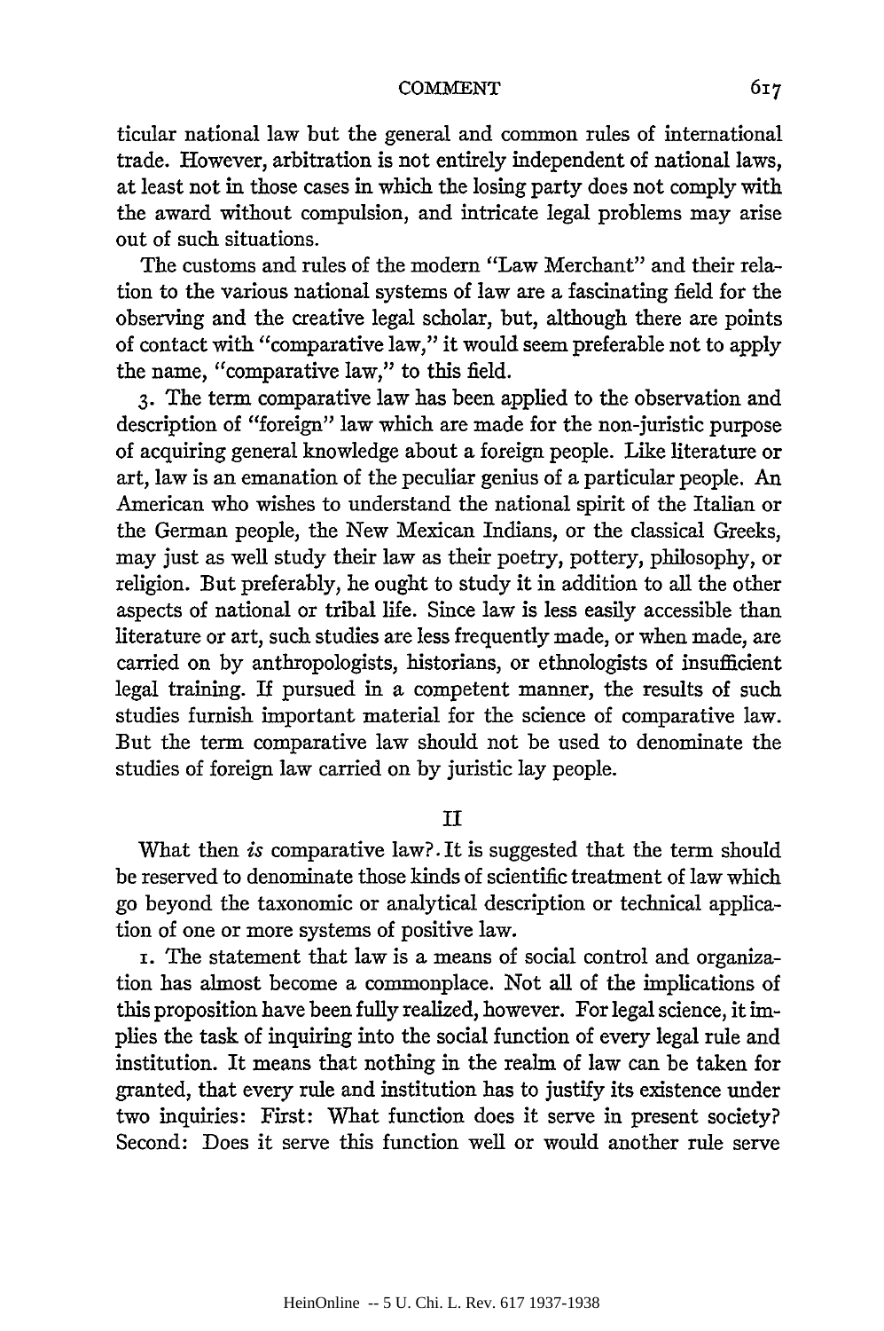ticular national law but the general and common rules of international trade. However, arbitration is not entirely independent of national laws, at least not in those cases in which the losing party does not comply with the award without compulsion, and intricate legal problems may arise out of such situations.

The customs and rules of the modern "Law Merchant" and their relation to the various national systems of law are a fascinating field for the observing and the creative legal scholar, but, although there are points of contact with "comparative law," it would seem preferable not to apply the name, "comparative law," to this field.

3. The term comparative law has been applied to the observation and description of "foreign" law which are made for the non-juristic purpose of acquiring general knowledge about a foreign people. Like literature or art, law is an emanation of the peculiar genius of a particular people. An American who wishes to understand the national spirit of the Italian or the German people, the New Mexican Indians, or the classical Greeks, may just as well study their law as their poetry, pottery, philosophy, or religion. But preferably, he ought to study it in addition to all the other aspects of national or tribal life. Since law is less easily accessible than literature or art, such studies are less frequently made, or when made, are carried on by anthropologists, historians, or ethnologists of insufficient legal training. If pursued in a competent manner, the results of such studies furnish important material for the science of comparative law. But the term comparative law should not be used to denominate the studies of foreign law carried on by juristic lay people.

## II

What then *is* comparative law? It is suggested that the term should be reserved to denominate those kinds of scientific treatment of law which go beyond the taxonomic or analytical description or technical application of one or more systems of positive law.

1. The statement that law is a means of social control and organization has almost become a commonplace. Not all of the implications of this proposition have been fully realized, however. For legal science, it implies the task of inquiring into the social function of every legal rule and institution. It means that nothing in the realm of law can be taken for granted, that every rule and institution has to justify its existence under two inquiries: First: What function does it serve in present society? Second: Does it serve this function well or would another rule serve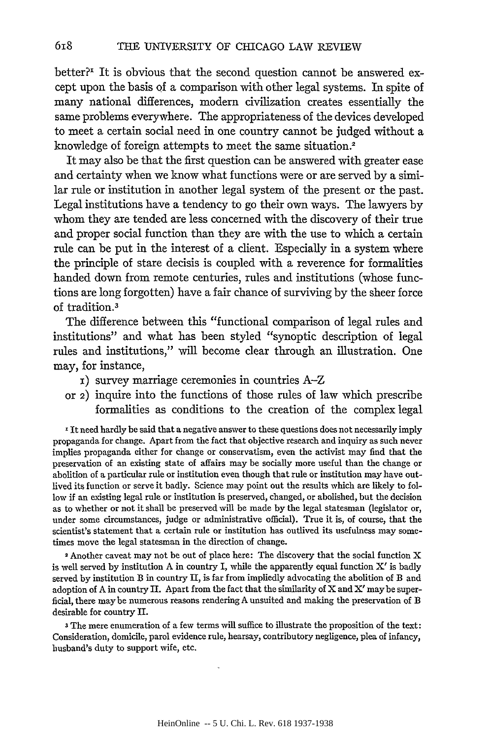better?[1] It is obvious that the second question cannot be answered except upon the basis of a comparison with other legal systems. In spite of many national differences, modern civilization creates essentially the same problems everywhere. The appropriateness of the devices developed to meet a certain social need in one country cannot be judged without a knowledge of foreign attempts to meet the same situation.[2]

It may also be that the first question can be answered with greater ease and certainty when we know what functions were or are served by a similar rule or institution in another legal system of the present or the past. Legal institutions have a tendency to go their own ways. The lawyers by whom they are tended are less concerned with the discovery of their true and proper social function than they are with the use to which a certain rule can be put in the interest of a client. Especially in a system where the principle of stare decisis is coupled with a reverence for formalities handed down from remote centuries, rules and institutions (whose functions are long forgotten) have a fair chance of surviving by the sheer force of tradition.[3]

The difference between this "functional comparison of legal rules and institutions" and what has been styled "synoptic description of legal rules and institutions," will become clear through an illustration. One may, for instance,

1) survey marriage ceremonies in countries A–Z

or 2) inquire into the functions of those rules of law which prescribe formalities as conditions to the creation of the complex legal

---

[1] It need hardly be said that a negative answer to these questions does not necessarily imply propaganda for change. Apart from the fact that objective research and inquiry as such never implies propaganda either for change or conservatism, even the activist may find that the preservation of an existing state of affairs may be socially more useful than the change or abolition of a particular rule or institution even though that rule or institution may have outlived its function or serve it badly. Science may point out the results which are likely to follow if an existing legal rule or institution is preserved, changed, or abolished, but the decision as to whether or not it shall be preserved will be made by the legal statesman (legislator or, under some circumstances, judge or administrative official). True it is, of course, that the scientist's statement that a certain rule or institution has outlived its usefulness may sometimes move the legal statesman in the direction of change.

[2] Another caveat may not be out of place here: The discovery that the social function X is well served by institution A in country I, while the apparently equal function X' is badly served by institution B in country II, is far from impliedly advocating the abolition of B and adoption of A in country II. Apart from the fact that the similarity of X and X' may be superficial, there may be numerous reasons rendering A unsuited and making the preservation of B desirable for country II.

[3] The mere enumeration of a few terms will suffice to illustrate the proposition of the text: Consideration, domicile, parol evidence rule, hearsay, contributory negligence, plea of infancy, husband's duty to support wife, etc.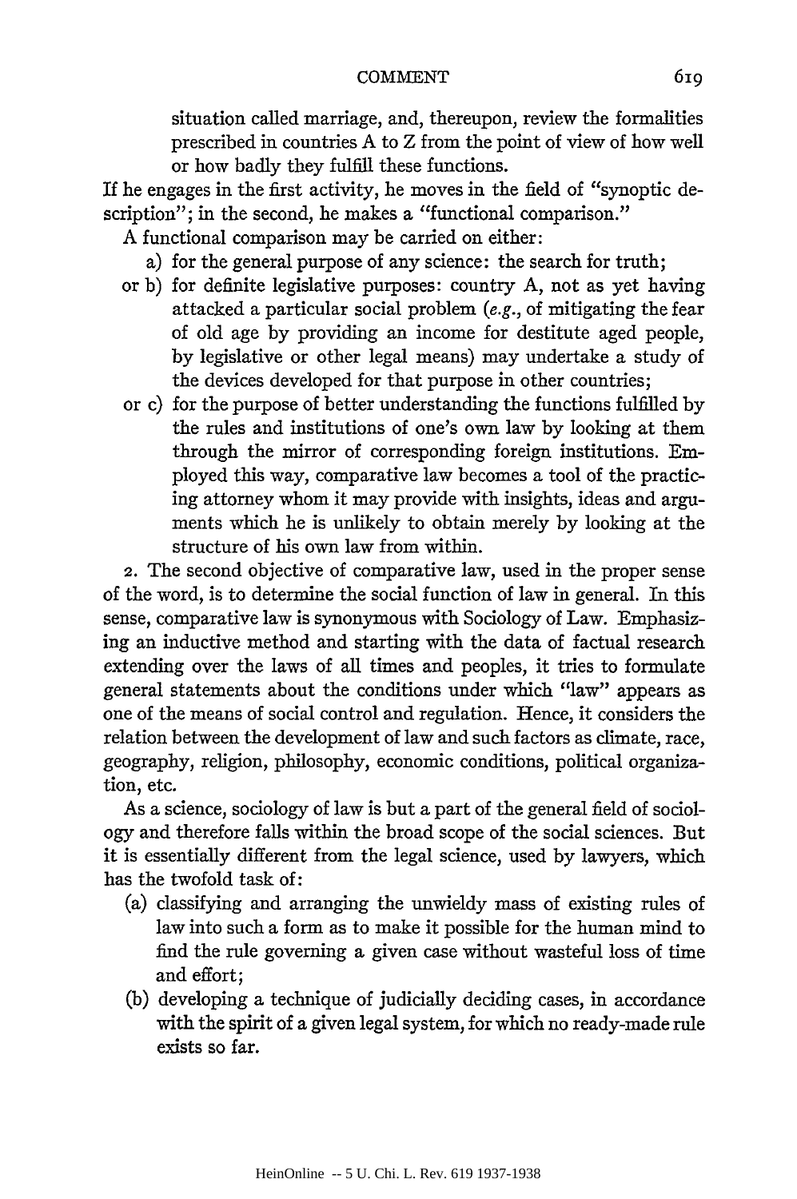situation called marriage, and, thereupon, review the formalities prescribed in countries A to Z from the point of view of how well or how badly they fulfill these functions.

If he engages in the first activity, he moves in the field of "synoptic description"; in the second, he makes a "functional comparison."

A functional comparison may be carried on either:

a) for the general purpose of any science: the search for truth;

or b) for definite legislative purposes: country A, not as yet having attacked a particular social problem (*e.g.*, of mitigating the fear of old age by providing an income for destitute aged people, by legislative or other legal means) may undertake a study of the devices developed for that purpose in other countries;

or c) for the purpose of better understanding the functions fulfilled by the rules and institutions of one's own law by looking at them through the mirror of corresponding foreign institutions. Employed this way, comparative law becomes a tool of the practicing attorney whom it may provide with insights, ideas and arguments which he is unlikely to obtain merely by looking at the structure of his own law from within.

2. The second objective of comparative law, used in the proper sense of the word, is to determine the social function of law in general. In this sense, comparative law is synonymous with Sociology of Law. Emphasizing an inductive method and starting with the data of factual research extending over the laws of all times and peoples, it tries to formulate general statements about the conditions under which "law" appears as one of the means of social control and regulation. Hence, it considers the relation between the development of law and such factors as climate, race, geography, religion, philosophy, economic conditions, political organization, etc.

As a science, sociology of law is but a part of the general field of sociology and therefore falls within the broad scope of the social sciences. But it is essentially different from the legal science, used by lawyers, which has the twofold task of:

(a) classifying and arranging the unwieldy mass of existing rules of law into such a form as to make it possible for the human mind to find the rule governing a given case without wasteful loss of time and effort;

(b) developing a technique of judicially deciding cases, in accordance with the spirit of a given legal system, for which no ready-made rule exists so far.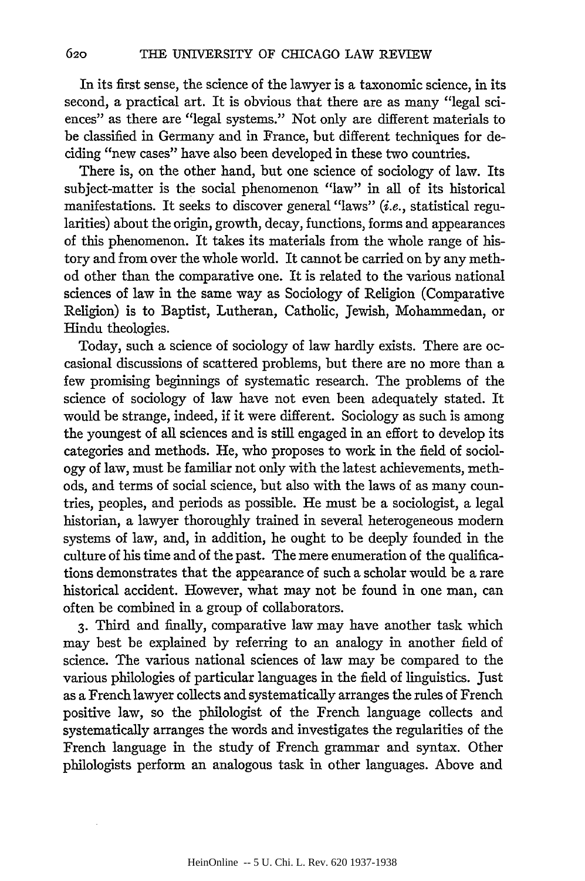In its first sense, the science of the lawyer is a taxonomic science, in its second, a practical art. It is obvious that there are as many "legal sciences" as there are "legal systems." Not only are different materials to be classified in Germany and in France, but different techniques for deciding "new cases" have also been developed in these two countries.

There is, on the other hand, but one science of sociology of law. Its subject-matter is the social phenomenon "law" in all of its historical manifestations. It seeks to discover general "laws" (*i.e.*, statistical regularities) about the origin, growth, decay, functions, forms and appearances of this phenomenon. It takes its materials from the whole range of history and from over the whole world. It cannot be carried on by any method other than the comparative one. It is related to the various national sciences of law in the same way as Sociology of Religion (Comparative Religion) is to Baptist, Lutheran, Catholic, Jewish, Mohammedan, or Hindu theologies.

Today, such a science of sociology of law hardly exists. There are occasional discussions of scattered problems, but there are no more than a few promising beginnings of systematic research. The problems of the science of sociology of law have not even been adequately stated. It would be strange, indeed, if it were different. Sociology as such is among the youngest of all sciences and is still engaged in an effort to develop its categories and methods. He, who proposes to work in the field of sociology of law, must be familiar not only with the latest achievements, methods, and terms of social science, but also with the laws of as many countries, peoples, and periods as possible. He must be a sociologist, a legal historian, a lawyer thoroughly trained in several heterogeneous modern systems of law, and, in addition, he ought to be deeply founded in the culture of his time and of the past. The mere enumeration of the qualifications demonstrates that the appearance of such a scholar would be a rare historical accident. However, what may not be found in one man, can often be combined in a group of collaborators.

3. Third and finally, comparative law may have another task which may best be explained by referring to an analogy in another field of science. The various national sciences of law may be compared to the various philologies of particular languages in the field of linguistics. Just as a French lawyer collects and systematically arranges the rules of French positive law, so the philologist of the French language collects and systematically arranges the words and investigates the regularities of the French language in the study of French grammar and syntax. Other philologists perform an analogous task in other languages. Above and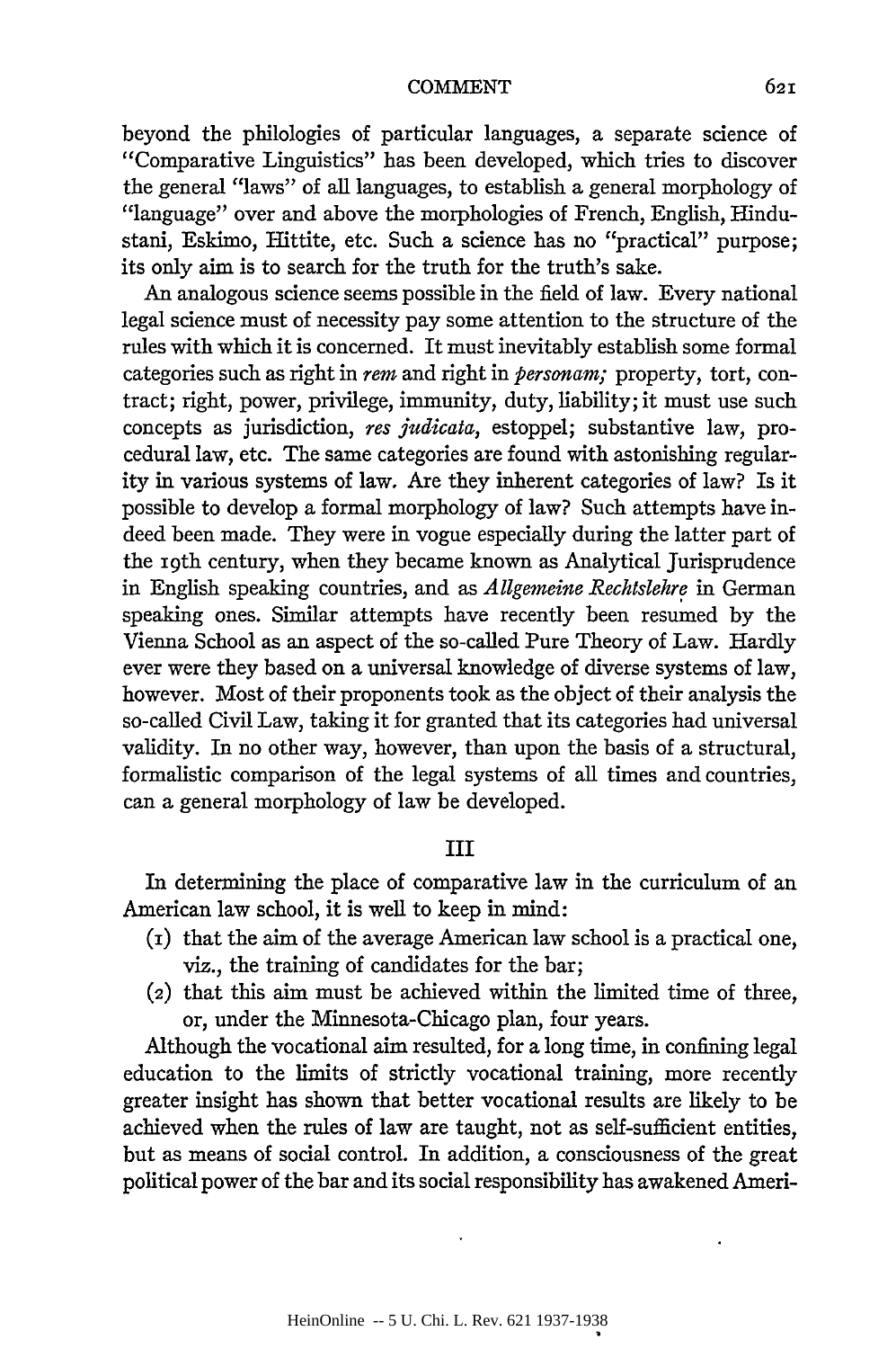beyond the philologies of particular languages, a separate science of "Comparative Linguistics" has been developed, which tries to discover the general "laws" of all languages, to establish a general morphology of "language" over and above the morphologies of French, English, Hindustani, Eskimo, Hittite, etc. Such a science has no "practical" purpose; its only aim is to search for the truth for the truth's sake.

An analogous science seems possible in the field of law. Every national legal science must of necessity pay some attention to the structure of the rules with which it is concerned. It must inevitably establish some formal categories such as right in *rem* and right in *personam;* property, tort, contract; right, power, privilege, immunity, duty, liability; it must use such concepts as jurisdiction, *res judicata*, estoppel; substantive law, procedural law, etc. The same categories are found with astonishing regularity in various systems of law. Are they inherent categories of law? Is it possible to develop a formal morphology of law? Such attempts have indeed been made. They were in vogue especially during the latter part of the 19th century, when they became known as Analytical Jurisprudence in English speaking countries, and as *Allgemeine Rechtslehre* in German speaking ones. Similar attempts have recently been resumed by the Vienna School as an aspect of the so-called Pure Theory of Law. Hardly ever were they based on a universal knowledge of diverse systems of law, however. Most of their proponents took as the object of their analysis the so-called Civil Law, taking it for granted that its categories had universal validity. In no other way, however, than upon the basis of a structural, formalistic comparison of the legal systems of all times and countries, can a general morphology of law be developed.

## III

In determining the place of comparative law in the curriculum of an American law school, it is well to keep in mind:

(1) that the aim of the average American law school is a practical one, viz., the training of candidates for the bar;

(2) that this aim must be achieved within the limited time of three, or, under the Minnesota-Chicago plan, four years.

Although the vocational aim resulted, for a long time, in confining legal education to the limits of strictly vocational training, more recently greater insight has shown that better vocational results are likely to be achieved when the rules of law are taught, not as self-sufficient entities, but as means of social control. In addition, a consciousness of the great political power of the bar and its social responsibility has awakened Ameri-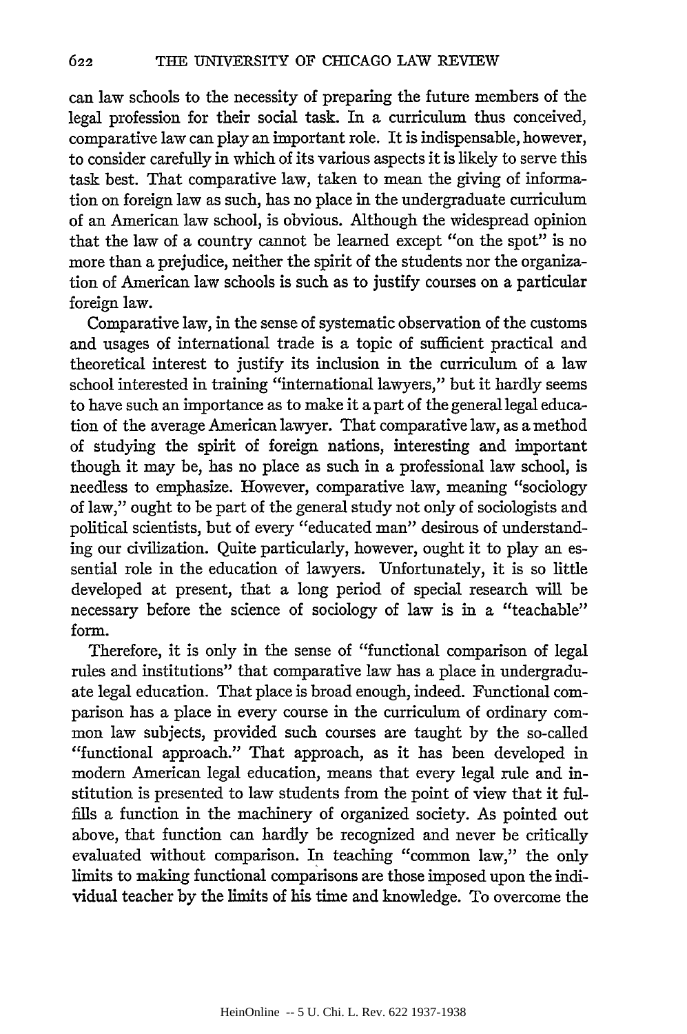can law schools to the necessity of preparing the future members of the legal profession for their social task. In a curriculum thus conceived, comparative law can play an important role. It is indispensable, however, to consider carefully in which of its various aspects it is likely to serve this task best. That comparative law, taken to mean the giving of information on foreign law as such, has no place in the undergraduate curriculum of an American law school, is obvious. Although the widespread opinion that the law of a country cannot be learned except "on the spot" is no more than a prejudice, neither the spirit of the students nor the organization of American law schools is such as to justify courses on a particular foreign law.

Comparative law, in the sense of systematic observation of the customs and usages of international trade is a topic of sufficient practical and theoretical interest to justify its inclusion in the curriculum of a law school interested in training "international lawyers," but it hardly seems to have such an importance as to make it a part of the general legal education of the average American lawyer. That comparative law, as a method of studying the spirit of foreign nations, interesting and important though it may be, has no place as such in a professional law school, is needless to emphasize. However, comparative law, meaning "sociology of law," ought to be part of the general study not only of sociologists and political scientists, but of every "educated man" desirous of understanding our civilization. Quite particularly, however, ought it to play an essential role in the education of lawyers. Unfortunately, it is so little developed at present, that a long period of special research will be necessary before the science of sociology of law is in a "teachable" form.

Therefore, it is only in the sense of "functional comparison of legal rules and institutions" that comparative law has a place in undergraduate legal education. That place is broad enough, indeed. Functional comparison has a place in every course in the curriculum of ordinary common law subjects, provided such courses are taught by the so-called "functional approach." That approach, as it has been developed in modern American legal education, means that every legal rule and institution is presented to law students from the point of view that it fulfills a function in the machinery of organized society. As pointed out above, that function can hardly be recognized and never be critically evaluated without comparison. In teaching "common law," the only limits to making functional comparisons are those imposed upon the individual teacher by the limits of his time and knowledge. To overcome the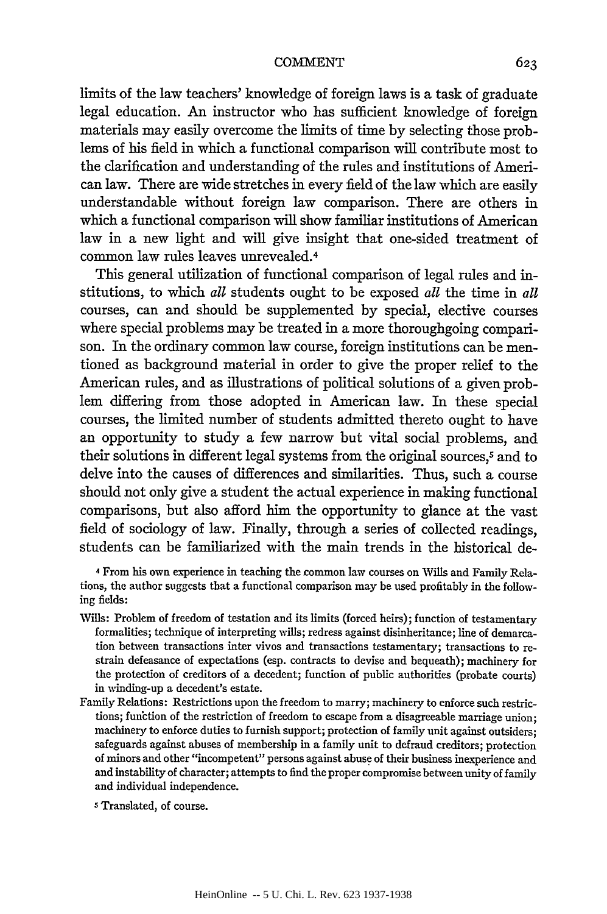limits of the law teachers' knowledge of foreign laws is a task of graduate legal education. An instructor who has sufficient knowledge of foreign materials may easily overcome the limits of time by selecting those problems of his field in which a functional comparison will contribute most to the clarification and understanding of the rules and institutions of American law. There are wide stretches in every field of the law which are easily understandable without foreign law comparison. There are others in which a functional comparison will show familiar institutions of American law in a new light and will give insight that one-sided treatment of common law rules leaves unrevealed.[4]

This general utilization of functional comparison of legal rules and institutions, to which *all* students ought to be exposed *all* the time in *all* courses, can and should be supplemented by special, elective courses where special problems may be treated in a more thoroughgoing comparison. In the ordinary common law course, foreign institutions can be mentioned as background material in order to give the proper relief to the American rules, and as illustrations of political solutions of a given problem differing from those adopted in American law. In these special courses, the limited number of students admitted thereto ought to have an opportunity to study a few narrow but vital social problems, and their solutions in different legal systems from the original sources,[5] and to delve into the causes of differences and similarities. Thus, such a course should not only give a student the actual experience in making functional comparisons, but also afford him the opportunity to glance at the vast field of sociology of law. Finally, through a series of collected readings, students can be familiarized with the main trends in the historical de-

[4] From his own experience in teaching the common law courses on Wills and Family Relations, the author suggests that a functional comparison may be used profitably in the following fields:

Wills: Problem of freedom of testation and its limits (forced heirs); function of testamentary formalities; technique of interpreting wills; redress against disinheritance; line of demarcation between transactions inter vivos and transactions testamentary; transactions to restrain defeasance of expectations (esp. contracts to devise and bequeath); machinery for the protection of creditors of a decedent; function of public authorities (probate courts) in winding-up a decedent's estate.

Family Relations: Restrictions upon the freedom to marry; machinery to enforce such restrictions; function of the restriction of freedom to escape from a disagreeable marriage union; machinery to enforce duties to furnish support; protection of family unit against outsiders; safeguards against abuses of membership in a family unit to defraud creditors; protection of minors and other "incompetent" persons against abuse of their business inexperience and and instability of character; attempts to find the proper compromise between unity of family and individual independence.

[5] Translated, of course.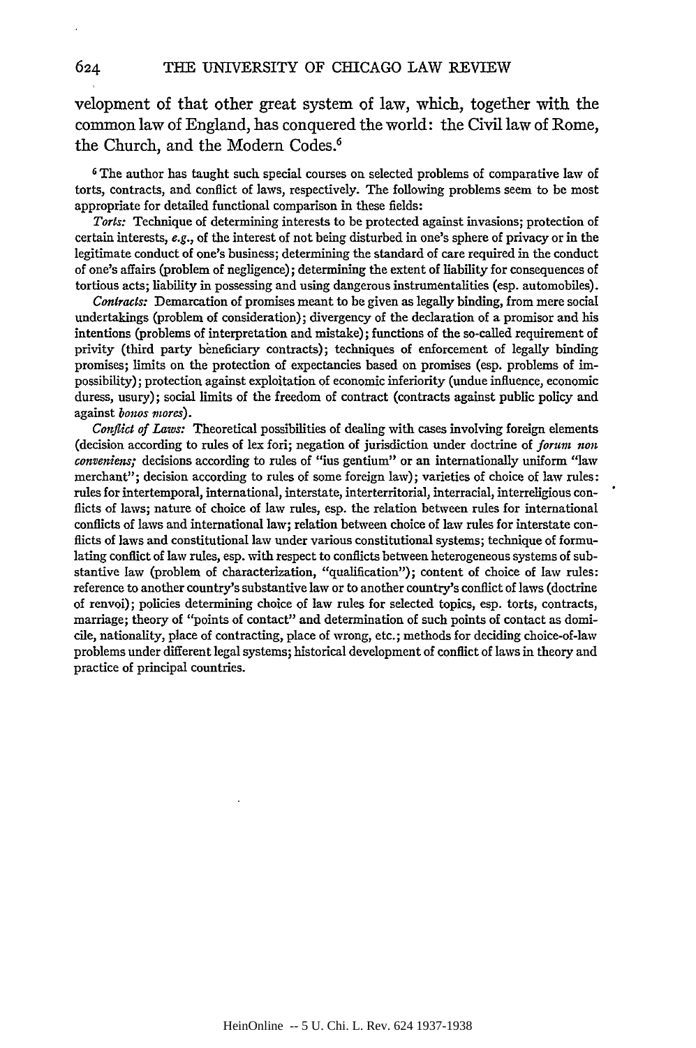velopment of that other great system of law, which, together with the common law of England, has conquered the world: the Civil law of Rome, the Church, and the Modern Codes.[6]

[6] The author has taught such special courses on selected problems of comparative law of torts, contracts, and conflict of laws, respectively. The following problems seem to be most appropriate for detailed functional comparison in these fields:

*Torts:* Technique of determining interests to be protected against invasions; protection of certain interests, *e.g.*, of the interest of not being disturbed in one's sphere of privacy or in the legitimate conduct of one's business; determining the standard of care required in the conduct of one's affairs (problem of negligence); determining the extent of liability for consequences of tortious acts; liability in possessing and using dangerous instrumentalities (esp. automobiles).

*Contracts:* Demarcation of promises meant to be given as legally binding, from mere social undertakings (problem of consideration); divergency of the declaration of a promisor and his intentions (problems of interpretation and mistake); functions of the so-called requirement of privity (third party beneficiary contracts); techniques of enforcement of legally binding promises; limits on the protection of expectancies based on promises (esp. problems of impossibility); protection against exploitation of economic inferiority (undue influence, economic duress, usury); social limits of the freedom of contract (contracts against public policy and against *bonos mores*).

*Conflict of Laws:* Theoretical possibilities of dealing with cases involving foreign elements (decision according to rules of lex fori; negation of jurisdiction under doctrine of *forum non conveniens;* decisions according to rules of "ius gentium" or an internationally uniform "law merchant"; decision according to rules of some foreign law); varieties of choice of law rules: rules for intertemporal, international, interstate, interterritorial, interracial, interreligious conflicts of laws; nature of choice of law rules, esp. the relation between rules for international conflicts of laws and international law; relation between choice of law rules for interstate conflicts of laws and constitutional law under various constitutional systems; technique of formulating conflict of law rules, esp. with respect to conflicts between heterogeneous systems of substantive law (problem of characterization, "qualification"); content of choice of law rules: reference to another country's substantive law or to another country's conflict of laws (doctrine of renvoi); policies determining choice of law rules for selected topics, esp. torts, contracts, marriage; theory of "points of contact" and determination of such points of contact as domicile, nationality, place of contracting, place of wrong, etc.; methods for deciding choice-of-law problems under different legal systems; historical development of conflict of laws in theory and practice of principal countries.